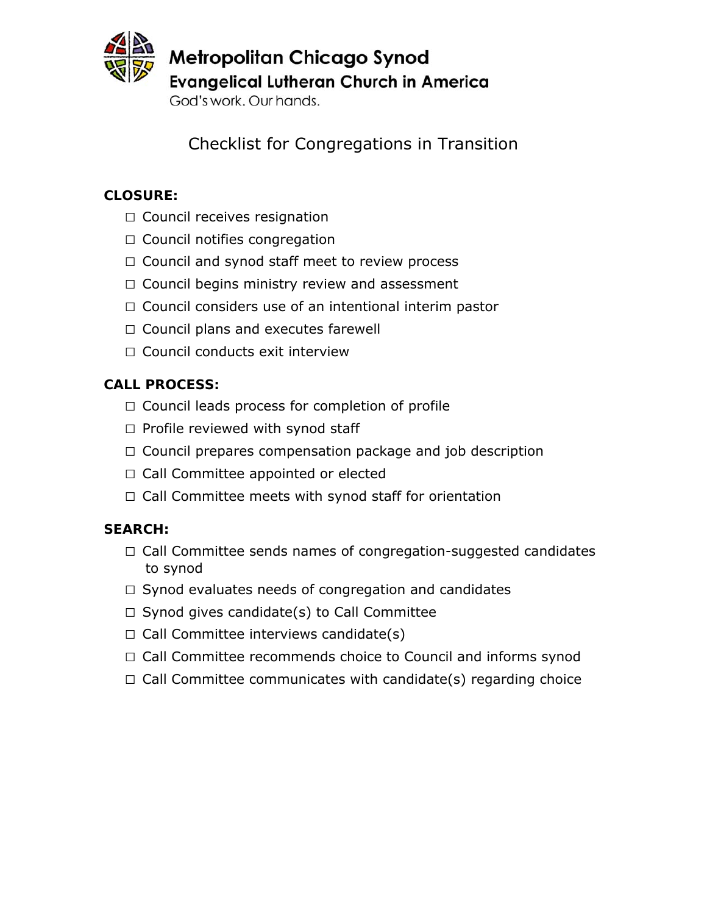**Metropolitan Chicago Synod**
**Evangelical Lutheran Church in America**
God's work. Our hands.

# Checklist for Congregations in Transition

**CLOSURE:**

- ☐ Council receives resignation
- ☐ Council notifies congregation
- ☐ Council and synod staff meet to review process
- ☐ Council begins ministry review and assessment
- ☐ Council considers use of an intentional interim pastor
- ☐ Council plans and executes farewell
- ☐ Council conducts exit interview

**CALL PROCESS:**

- ☐ Council leads process for completion of profile
- ☐ Profile reviewed with synod staff
- ☐ Council prepares compensation package and job description
- ☐ Call Committee appointed or elected
- ☐ Call Committee meets with synod staff for orientation

**SEARCH:**

- ☐ Call Committee sends names of congregation-suggested candidates to synod
- ☐ Synod evaluates needs of congregation and candidates
- ☐ Synod gives candidate(s) to Call Committee
- ☐ Call Committee interviews candidate(s)
- ☐ Call Committee recommends choice to Council and informs synod
- ☐ Call Committee communicates with candidate(s) regarding choice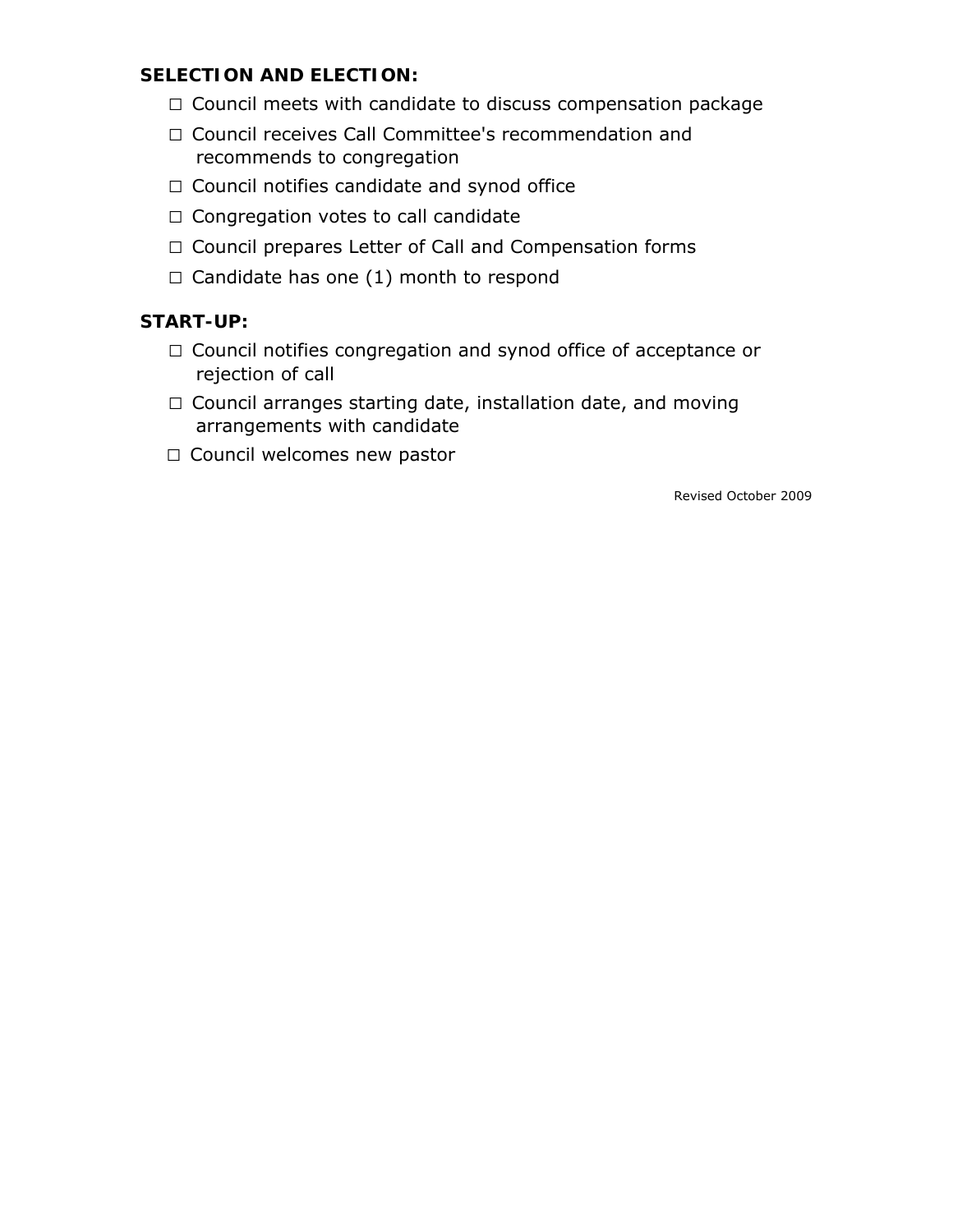**SELECTION AND ELECTION:**

- ☐ Council meets with candidate to discuss compensation package
- ☐ Council receives Call Committee's recommendation and recommends to congregation
- ☐ Council notifies candidate and synod office
- ☐ Congregation votes to call candidate
- ☐ Council prepares Letter of Call and Compensation forms
- ☐ Candidate has one (1) month to respond

**START-UP:**

- ☐ Council notifies congregation and synod office of acceptance or rejection of call
- ☐ Council arranges starting date, installation date, and moving arrangements with candidate
- ☐ Council welcomes new pastor

Revised October 2009